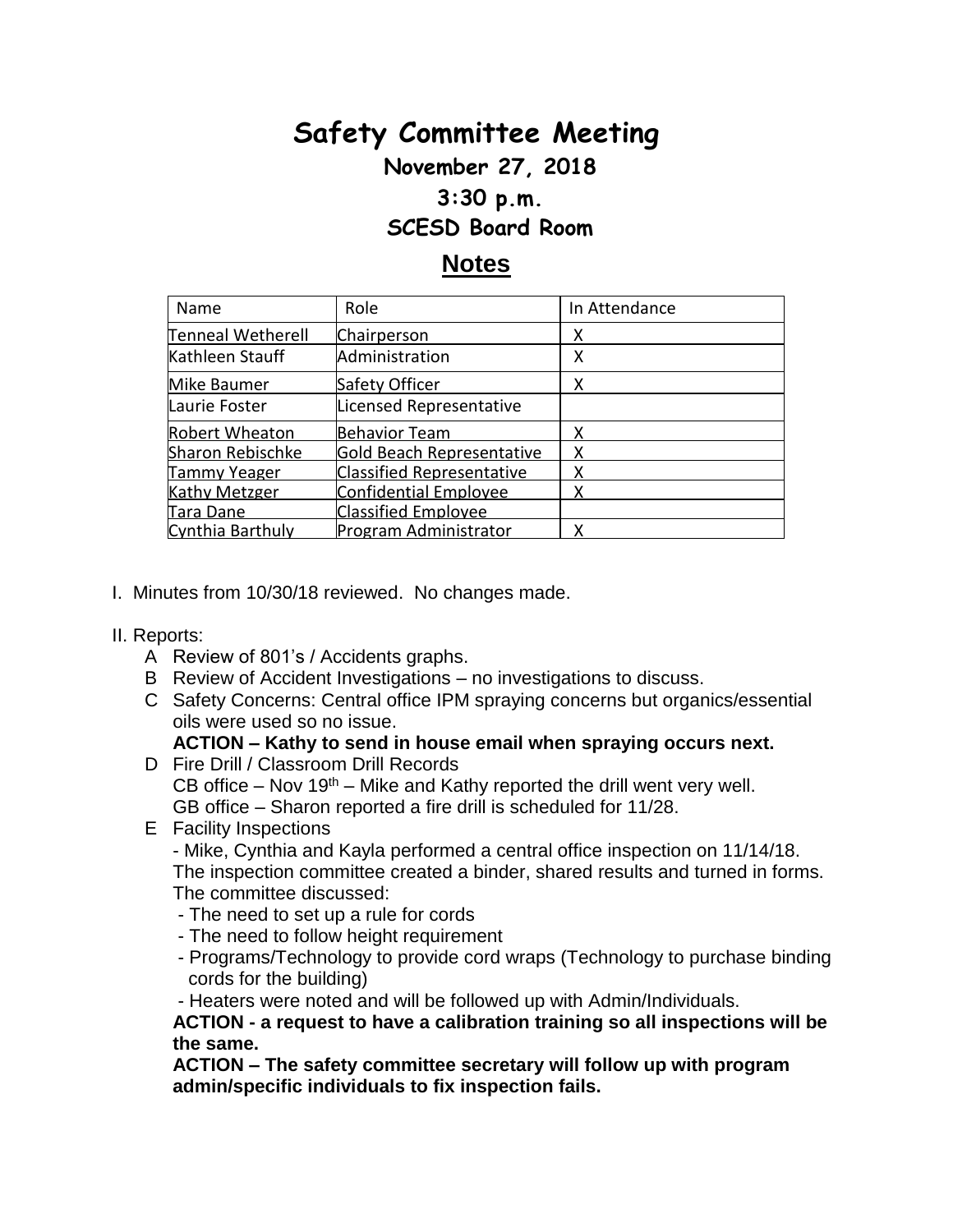# Safety Committee Meeting

## November 27, 2018

## 3:30 p.m.

## SCESD Board Room

## Notes

| Name | Role | In Attendance |
| --- | --- | --- |
| Tenneal Wetherell | Chairperson | X |
| Kathleen Stauff | Administration | X |
| Mike Baumer | Safety Officer | X |
| Laurie Foster | Licensed Representative | |
| Robert Wheaton | Behavior Team | X |
| Sharon Rebischke | Gold Beach Representative | X |
| Tammy Yeager | Classified Representative | X |
| Kathy Metzger | Confidential Employee | X |
| Tara Dane | Classified Employee | |
| Cynthia Barthuly | Program Administrator | X |

I. Minutes from 10/30/18 reviewed. No changes made.

II. Reports:

A Review of 801's / Accidents graphs.

B Review of Accident Investigations – no investigations to discuss.

C Safety Concerns: Central office IPM spraying concerns but organics/essential oils were used so no issue.

**ACTION – Kathy to send in house email when spraying occurs next.**

D Fire Drill / Classroom Drill Records

CB office – Nov 19th – Mike and Kathy reported the drill went very well.

GB office – Sharon reported a fire drill is scheduled for 11/28.

E Facility Inspections

- Mike, Cynthia and Kayla performed a central office inspection on 11/14/18. The inspection committee created a binder, shared results and turned in forms. The committee discussed:
  - The need to set up a rule for cords
  - The need to follow height requirement
  - Programs/Technology to provide cord wraps (Technology to purchase binding cords for the building)
  - Heaters were noted and will be followed up with Admin/Individuals.

**ACTION - a request to have a calibration training so all inspections will be the same.**

**ACTION – The safety committee secretary will follow up with program admin/specific individuals to fix inspection fails.**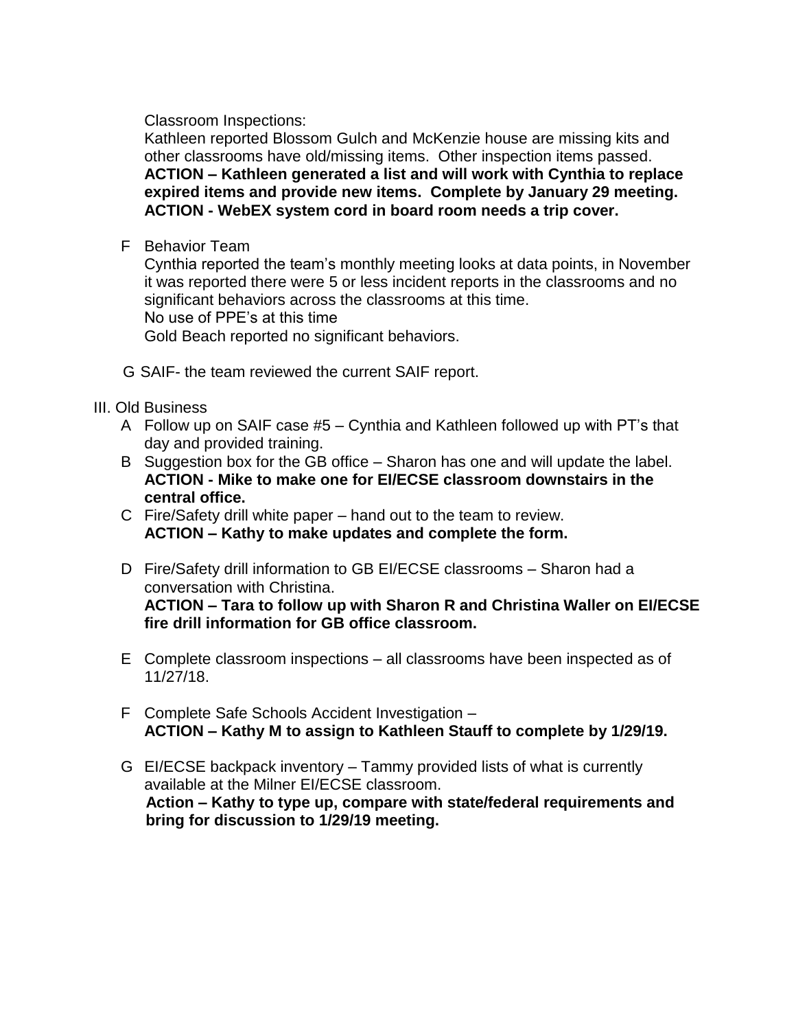Classroom Inspections:
Kathleen reported Blossom Gulch and McKenzie house are missing kits and other classrooms have old/missing items. Other inspection items passed.
**ACTION – Kathleen generated a list and will work with Cynthia to replace expired items and provide new items. Complete by January 29 meeting.**
**ACTION - WebEX system cord in board room needs a trip cover.**

F Behavior Team
Cynthia reported the team's monthly meeting looks at data points, in November it was reported there were 5 or less incident reports in the classrooms and no significant behaviors across the classrooms at this time.
No use of PPE's at this time
Gold Beach reported no significant behaviors.

G SAIF- the team reviewed the current SAIF report.

III. Old Business

A Follow up on SAIF case #5 – Cynthia and Kathleen followed up with PT's that day and provided training.

B Suggestion box for the GB office – Sharon has one and will update the label.
**ACTION - Mike to make one for EI/ECSE classroom downstairs in the central office.**

C Fire/Safety drill white paper – hand out to the team to review.
**ACTION – Kathy to make updates and complete the form.**

D Fire/Safety drill information to GB EI/ECSE classrooms – Sharon had a conversation with Christina.
**ACTION – Tara to follow up with Sharon R and Christina Waller on EI/ECSE fire drill information for GB office classroom.**

E Complete classroom inspections – all classrooms have been inspected as of 11/27/18.

F Complete Safe Schools Accident Investigation –
**ACTION – Kathy M to assign to Kathleen Stauff to complete by 1/29/19.**

G EI/ECSE backpack inventory – Tammy provided lists of what is currently available at the Milner EI/ECSE classroom.
**Action – Kathy to type up, compare with state/federal requirements and bring for discussion to 1/29/19 meeting.**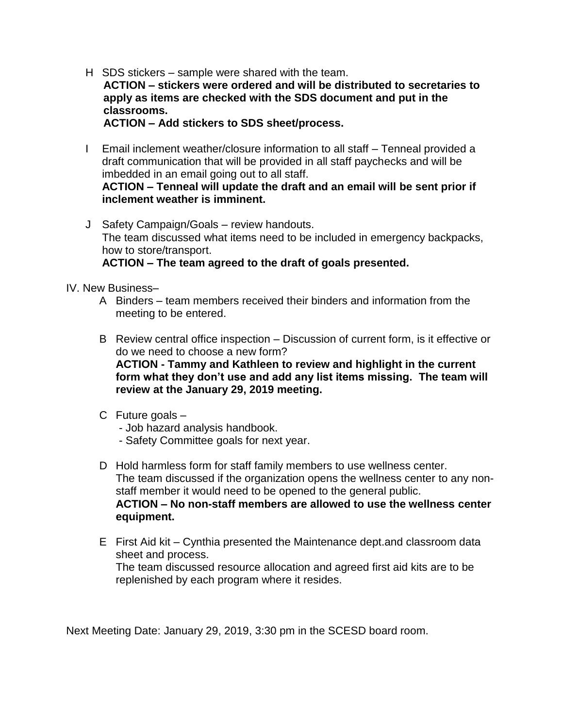H SDS stickers – sample were shared with the team.
**ACTION – stickers were ordered and will be distributed to secretaries to apply as items are checked with the SDS document and put in the classrooms.**
**ACTION – Add stickers to SDS sheet/process.**

I Email inclement weather/closure information to all staff – Tenneal provided a draft communication that will be provided in all staff paychecks and will be imbedded in an email going out to all staff.
**ACTION – Tenneal will update the draft and an email will be sent prior if inclement weather is imminent.**

J Safety Campaign/Goals – review handouts.
The team discussed what items need to be included in emergency backpacks, how to store/transport.
**ACTION – The team agreed to the draft of goals presented.**

IV. New Business–

A Binders – team members received their binders and information from the meeting to be entered.

B Review central office inspection – Discussion of current form, is it effective or do we need to choose a new form?
**ACTION - Tammy and Kathleen to review and highlight in the current form what they don't use and add any list items missing. The team will review at the January 29, 2019 meeting.**

C Future goals –
- Job hazard analysis handbook.
- Safety Committee goals for next year.

D Hold harmless form for staff family members to use wellness center.
The team discussed if the organization opens the wellness center to any non-staff member it would need to be opened to the general public.
**ACTION – No non-staff members are allowed to use the wellness center equipment.**

E First Aid kit – Cynthia presented the Maintenance dept.and classroom data sheet and process.
The team discussed resource allocation and agreed first aid kits are to be replenished by each program where it resides.

Next Meeting Date: January 29, 2019, 3:30 pm in the SCESD board room.